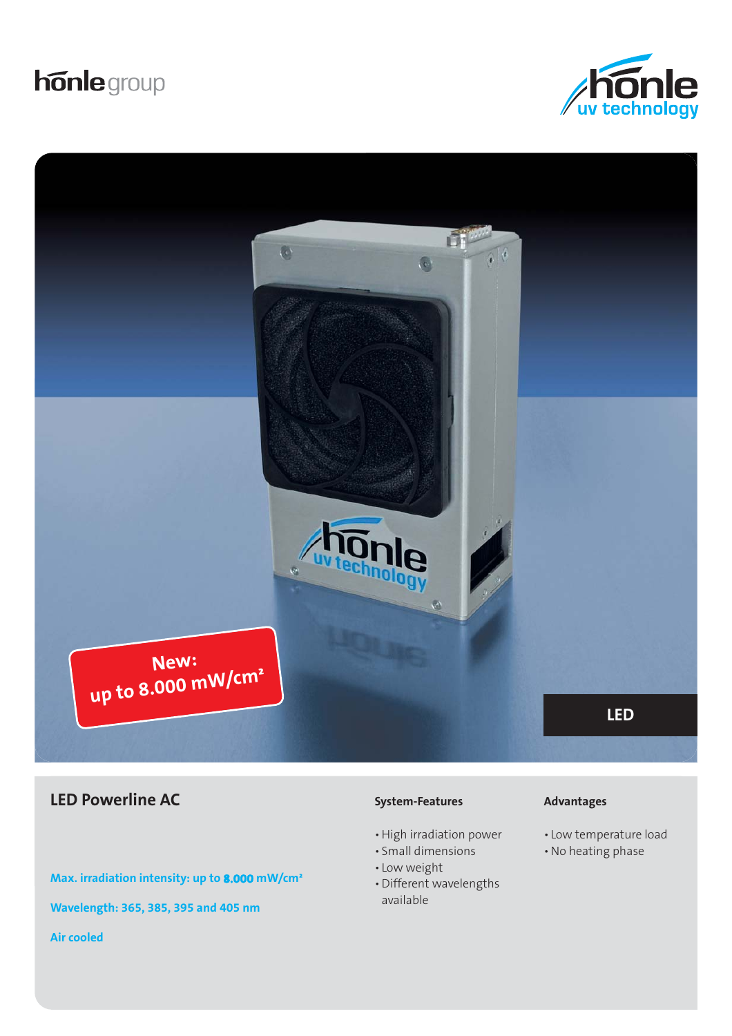hönle group

hönle uv technology

New: up to 8.000 mW/cm²

LED

## LED Powerline AC

**Max. irradiation intensity: up to 8.000 mW/cm²**

**Wavelength: 365, 385, 395 and 405 nm**

**Air cooled**

### System-Features

- High irradiation power
- Small dimensions
- Low weight
- Different wavelengths available

### Advantages

- Low temperature load
- No heating phase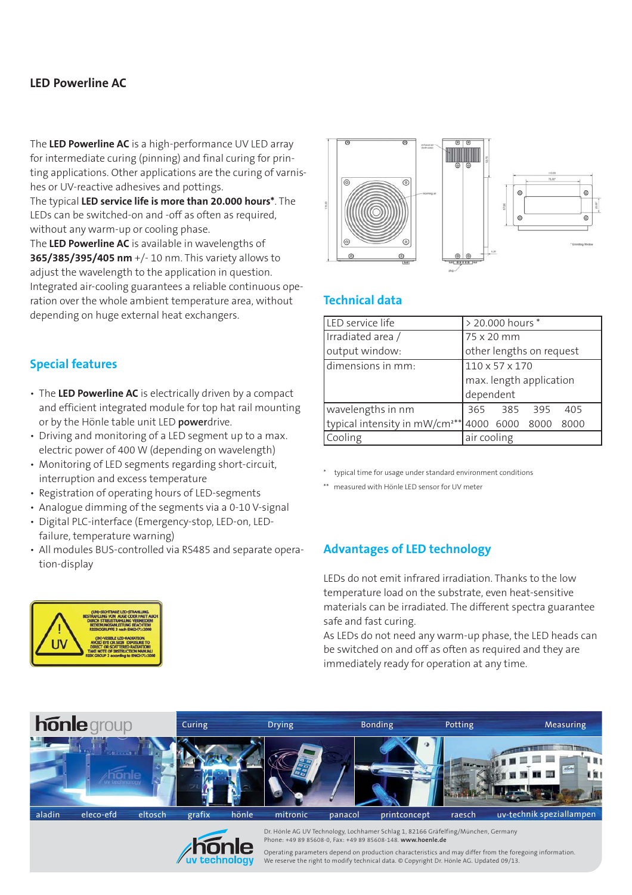## LED Powerline AC

The **LED Powerline AC** is a high-performance UV LED array for intermediate curing (pinning) and final curing for printing applications. Other applications are the curing of varnishes or UV-reactive adhesives and pottings.
The typical **LED service life is more than 20.000 hours***. The LEDs can be switched-on and -off as often as required, without any warm-up or cooling phase.
The **LED Powerline AC** is available in wavelengths of **365/385/395/405 nm** +/- 10 nm. This variety allows to adjust the wavelength to the application in question.
Integrated air-cooling guarantees a reliable continuous operation over the whole ambient temperature area, without depending on huge external heat exchangers.

### Special features

- The **LED Powerline AC** is electrically driven by a compact and efficient integrated module for top hat rail mounting or by the Hönle table unit LED **power**drive.
- Driving and monitoring of a LED segment up to a max. electric power of 400 W (depending on wavelength)
- Monitoring of LED segments regarding short-circuit, interruption and excess temperature
- Registration of operating hours of LED-segments
- Analogue dimming of the segments via a 0-10 V-signal
- Digital PLC-interface (Emergency-stop, LED-on, LED-failure, temperature warning)
- All modules BUS-controlled via RS485 and separate operation-display

(UN)-SICHTBARE LED-STRAHLUNG. BESTRAHLUNG VON AUGE ODER HAUT AUCH DURCH STREUSTRAHLUNG VERMEIDEN! BEDIENUNGSANLEITUNG BEACHTEN! RISIKOGRUPPE 3 nach EN62471:2008

(IN)-VISIBLE LED-RADIATION. AVOID EYE OR SKIN EXPOSURE TO DIRECT OR SCATTERED RADIATION! TAKE NOTE OF INSTRUCTION MANUAL! RISK GROUP 3 according to EN62471:2008

### Technical data

| | | | | |
|---|---|---|---|---|
| LED service life | > 20.000 hours * | | | |
| Irradiated area / output window: | 75 x 20 mm other lengths on request | | | |
| dimensions in mm: | 110 x 57 x 170 max. length application dependent | | | |
| wavelengths in nm | 365 | 385 | 395 | 405 |
| typical intensity in mW/cm²** | 4000 | 6000 | 8000 | 8000 |
| Cooling | air cooling | | | |

\* typical time for usage under standard environment conditions

\*\* measured with Hönle LED sensor for UV meter

### Advantages of LED technology

LEDs do not emit infrared irradiation. Thanks to the low temperature load on the substrate, even heat-sensitive materials can be irradiated. The different spectra guarantee safe and fast curing.
As LEDs do not need any warm-up phase, the LED heads can be switched on and off as often as required and they are immediately ready for operation at any time.

hönle group — Curing, Drying, Bonding, Potting, Measuring

aladin, eleco-efd, eltosch, grafix, hönle, mitronic, panacol, printconcept, raesch, uv-technik speziallampen

Dr. Hönle AG UV Technology, Lochhamer Schlag 1, 82166 Gräfelfing/München, Germany
Phone: +49 89 85608-0, Fax: +49 89 85608-148. **www.hoenle.de**

Operating parameters depend on production characteristics and may differ from the foregoing information.
We reserve the right to modify technical data. © Copyright Dr. Hönle AG. Updated 09/13.